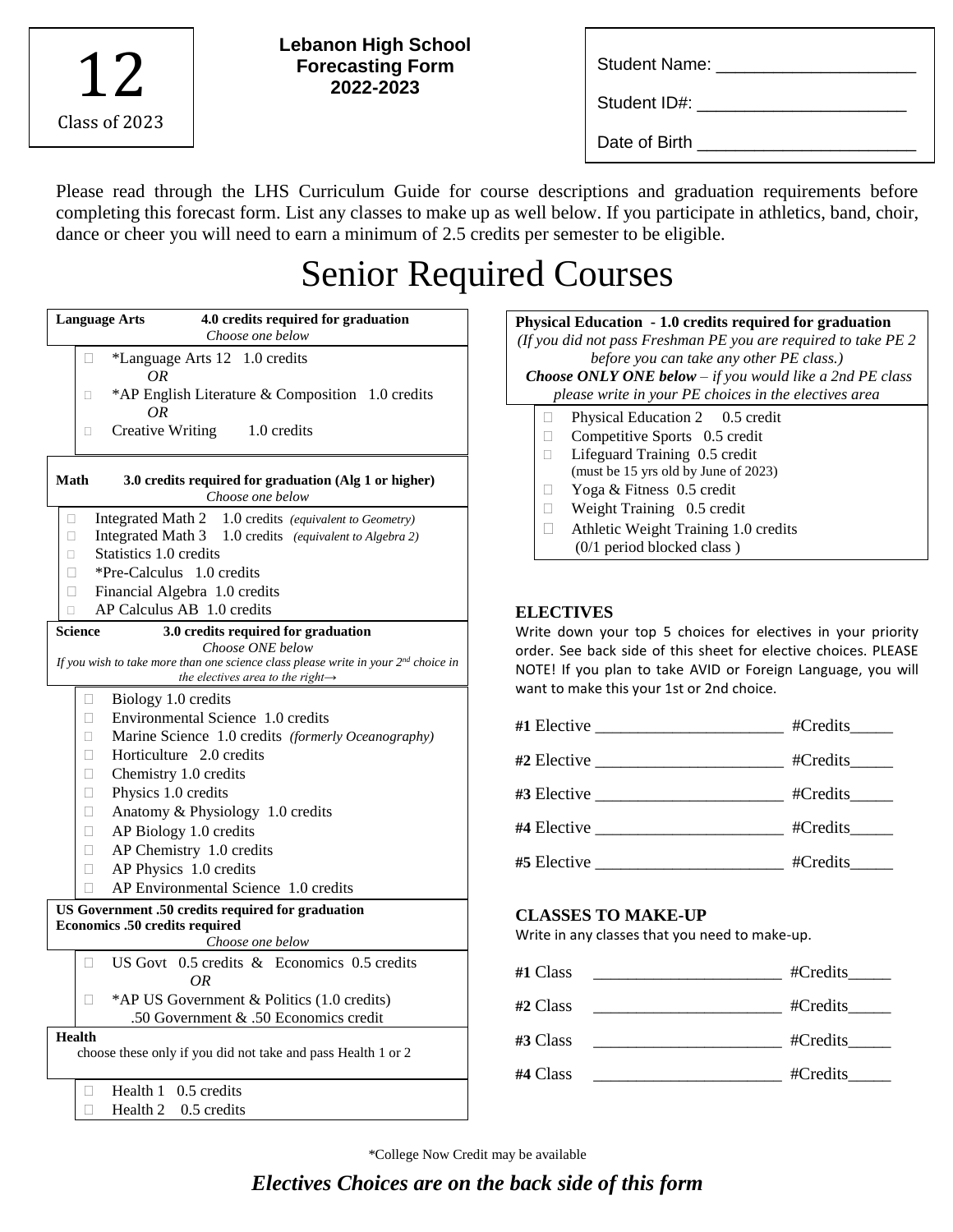12
Class of 2023

**Lebanon High School**
**Forecasting Form**
**2022-2023**

Student Name: ____________________

Student ID#: ____________________

Date of Birth ____________________

Please read through the LHS Curriculum Guide for course descriptions and graduation requirements before completing this forecast form. List any classes to make up as well below. If you participate in athletics, band, choir, dance or cheer you will need to earn a minimum of 2.5 credits per semester to be eligible.

# Senior Required Courses

**Language Arts** **4.0 credits required for graduation**
*Choose one below*

- ☐ *Language Arts 12 1.0 credits
  *OR*
- ☐ *AP English Literature & Composition 1.0 credits
  *OR*
- ☐ Creative Writing 1.0 credits

**Math** **3.0 credits required for graduation (Alg 1 or higher)**
*Choose one below*

- ☐ Integrated Math 2 1.0 credits *(equivalent to Geometry)*
- ☐ Integrated Math 3 1.0 credits *(equivalent to Algebra 2)*
- ☐ Statistics 1.0 credits
- ☐ *Pre-Calculus 1.0 credits
- ☐ Financial Algebra 1.0 credits
- ☐ AP Calculus AB 1.0 credits

**Science** **3.0 credits required for graduation**
*Choose ONE below*
*If you wish to take more than one science class please write in your 2nd choice in the electives area to the right→*

- ☐ Biology 1.0 credits
- ☐ Environmental Science 1.0 credits
- ☐ Marine Science 1.0 credits *(formerly Oceanography)*
- ☐ Horticulture 2.0 credits
- ☐ Chemistry 1.0 credits
- ☐ Physics 1.0 credits
- ☐ Anatomy & Physiology 1.0 credits
- ☐ AP Biology 1.0 credits
- ☐ AP Chemistry 1.0 credits
- ☐ AP Physics 1.0 credits
- ☐ AP Environmental Science 1.0 credits

**US Government .50 credits required for graduation**
**Economics .50 credits required**
*Choose one below*

- ☐ US Govt 0.5 credits & Economics 0.5 credits
  *OR*
- ☐ *AP US Government & Politics (1.0 credits)
  .50 Government & .50 Economics credit

**Health**
choose these only if you did not take and pass Health 1 or 2

- ☐ Health 1 0.5 credits
- ☐ Health 2 0.5 credits

**Physical Education - 1.0 credits required for graduation**
*(If you did not pass Freshman PE you are required to take PE 2 before you can take any other PE class.)*
***Choose ONLY ONE below** – if you would like a 2nd PE class please write in your PE choices in the electives area*

- ☐ Physical Education 2 0.5 credit
- ☐ Competitive Sports 0.5 credit
- ☐ Lifeguard Training 0.5 credit
  (must be 15 yrs old by June of 2023)
- ☐ Yoga & Fitness 0.5 credit
- ☐ Weight Training 0.5 credit
- ☐ Athletic Weight Training 1.0 credits
  (0/1 period blocked class )

## ELECTIVES

Write down your top 5 choices for electives in your priority order. See back side of this sheet for elective choices. PLEASE NOTE! If you plan to take AVID or Foreign Language, you will want to make this your 1st or 2nd choice.

**#1** Elective ____________________ #Credits_____

**#2** Elective ____________________ #Credits_____

**#3** Elective ____________________ #Credits_____

**#4** Elective ____________________ #Credits_____

**#5** Elective ____________________ #Credits_____

## CLASSES TO MAKE-UP

Write in any classes that you need to make-up.

**#1** Class ____________________ #Credits_____

**#2** Class ____________________ #Credits_____

**#3** Class ____________________ #Credits_____

**#4** Class ____________________ #Credits_____

*College Now Credit may be available

***Electives Choices are on the back side of this form***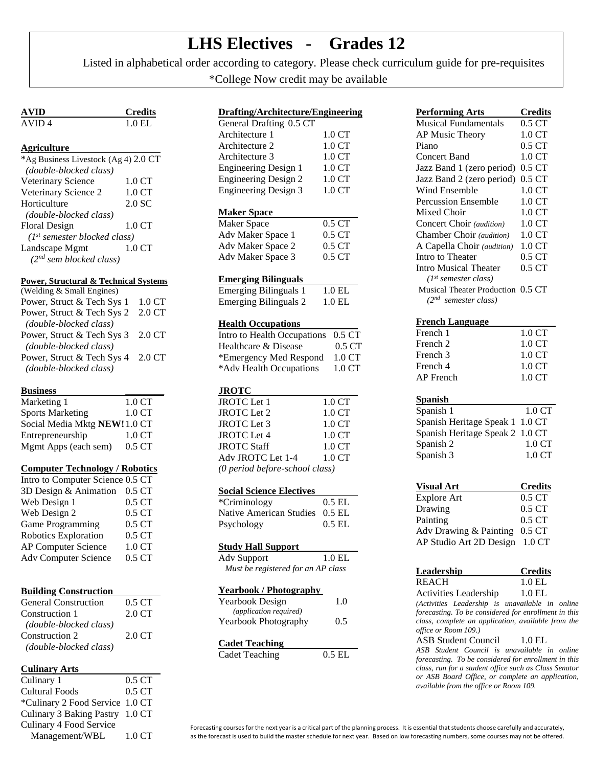# LHS Electives - Grades 12

Listed in alphabetical order according to category. Please check curriculum guide for pre-requisites

*College Now credit may be available

| AVID | Credits |
|---|---|
| AVID 4 | 1.0 EL |

| Agriculture | |
|---|---|
| *Ag Business Livestock (Ag 4) *(double-blocked class)* | 2.0 CT |
| Veterinary Science | 1.0 CT |
| Veterinary Science 2 | 1.0 CT |
| Horticulture *(double-blocked class)* | 2.0 SC |
| Floral Design *(1st semester blocked class)* | 1.0 CT |
| Landscape Mgmt *(2nd sem blocked class)* | 1.0 CT |

| Power, Structural & Technical Systems (Welding & Small Engines) | |
|---|---|
| Power, Struct & Tech Sys 1 | 1.0 CT |
| Power, Struct & Tech Sys 2 *(double-blocked class)* | 2.0 CT |
| Power, Struct & Tech Sys 3 *(double-blocked class)* | 2.0 CT |
| Power, Struct & Tech Sys 4 *(double-blocked class)* | 2.0 CT |

| Business | |
|---|---|
| Marketing 1 | 1.0 CT |
| Sports Marketing | 1.0 CT |
| Social Media Mktg **NEW!** | 1.0 CT |
| Entrepreneurship | 1.0 CT |
| Mgmt Apps (each sem) | 0.5 CT |

| Computer Technology / Robotics | |
|---|---|
| Intro to Computer Science | 0.5 CT |
| 3D Design & Animation | 0.5 CT |
| Web Design 1 | 0.5 CT |
| Web Design 2 | 0.5 CT |
| Game Programming | 0.5 CT |
| Robotics Exploration | 0.5 CT |
| AP Computer Science | 1.0 CT |
| Adv Computer Science | 0.5 CT |

| Building Construction | |
|---|---|
| General Construction | 0.5 CT |
| Construction 1 *(double-blocked class)* | 2.0 CT |
| Construction 2 *(double-blocked class)* | 2.0 CT |

| Culinary Arts | |
|---|---|
| Culinary 1 | 0.5 CT |
| Cultural Foods | 0.5 CT |
| *Culinary 2 Food Service | 1.0 CT |
| Culinary 3 Baking Pastry | 1.0 CT |
| Culinary 4 Food Service Management/WBL | 1.0 CT |

| Drafting/Architecture/Engineering | |
|---|---|
| General Drafting | 0.5 CT |
| Architecture 1 | 1.0 CT |
| Architecture 2 | 1.0 CT |
| Architecture 3 | 1.0 CT |
| Engineering Design 1 | 1.0 CT |
| Engineering Design 2 | 1.0 CT |
| Engineering Design 3 | 1.0 CT |

| Maker Space | |
|---|---|
| Maker Space | 0.5 CT |
| Adv Maker Space 1 | 0.5 CT |
| Adv Maker Space 2 | 0.5 CT |
| Adv Maker Space 3 | 0.5 CT |

| Emerging Bilinguals | |
|---|---|
| Emerging Bilinguals 1 | 1.0 EL |
| Emerging Bilinguals 2 | 1.0 EL |

| Health Occupations | |
|---|---|
| Intro to Health Occupations | 0.5 CT |
| Healthcare & Disease | 0.5 CT |
| *Emergency Med Respond | 1.0 CT |
| *Adv Health Occupations | 1.0 CT |

| JROTC | |
|---|---|
| JROTC Let 1 | 1.0 CT |
| JROTC Let 2 | 1.0 CT |
| JROTC Let 3 | 1.0 CT |
| JROTC Let 4 | 1.0 CT |
| JROTC Staff | 1.0 CT |
| Adv JROTC Let 1-4 | 1.0 CT |

*(0 period before-school class)*

| Social Science Electives | |
|---|---|
| *Criminology | 0.5 EL |
| Native American Studies | 0.5 EL |
| Psychology | 0.5 EL |

| Study Hall Support | |
|---|---|
| Adv Support | 1.0 EL |

*Must be registered for an AP class*

| Yearbook / Photography | |
|---|---|
| Yearbook Design *(application required)* | 1.0 |
| Yearbook Photography | 0.5 |

| Cadet Teaching | |
|---|---|
| Cadet Teaching | 0.5 EL |

| Performing Arts | Credits |
|---|---|
| Musical Fundamentals | 0.5 CT |
| AP Music Theory | 1.0 CT |
| Piano | 0.5 CT |
| Concert Band | 1.0 CT |
| Jazz Band 1 (zero period) | 0.5 CT |
| Jazz Band 2 (zero period) | 0.5 CT |
| Wind Ensemble | 1.0 CT |
| Percussion Ensemble | 1.0 CT |
| Mixed Choir | 1.0 CT |
| Concert Choir *(audition)* | 1.0 CT |
| Chamber Choir *(audition)* | 1.0 CT |
| A Capella Choir *(audition)* | 1.0 CT |
| Intro to Theater | 0.5 CT |
| Intro Musical Theater *(1st semester class)* | 0.5 CT |
| Musical Theater Production *(2nd semester class)* | 0.5 CT |

| French Language | |
|---|---|
| French 1 | 1.0 CT |
| French 2 | 1.0 CT |
| French 3 | 1.0 CT |
| French 4 | 1.0 CT |
| AP French | 1.0 CT |

| Spanish | |
|---|---|
| Spanish 1 | 1.0 CT |
| Spanish Heritage Speak 1 | 1.0 CT |
| Spanish Heritage Speak 2 | 1.0 CT |
| Spanish 2 | 1.0 CT |
| Spanish 3 | 1.0 CT |

| Visual Art | Credits |
|---|---|
| Explore Art | 0.5 CT |
| Drawing | 0.5 CT |
| Painting | 0.5 CT |
| Adv Drawing & Painting | 0.5 CT |
| AP Studio Art 2D Design | 1.0 CT |

| Leadership | Credits |
|---|---|
| REACH | 1.0 EL |
| Activities Leadership | 1.0 EL |

*(Activities Leadership is unavailable in online forecasting. To be considered for enrollment in this class, complete an application, available from the office or Room 109.)*

| | |
|---|---|
| ASB Student Council | 1.0 EL |

*ASB Student Council is unavailable in online forecasting. To be considered for enrollment in this class, run for a student office such as Class Senator or ASB Board Office, or complete an application, available from the office or Room 109.*

Forecasting courses for the next year is a critical part of the planning process. It is essential that students choose carefully and accurately, as the forecast is used to build the master schedule for next year. Based on low forecasting numbers, some courses may not be offered.